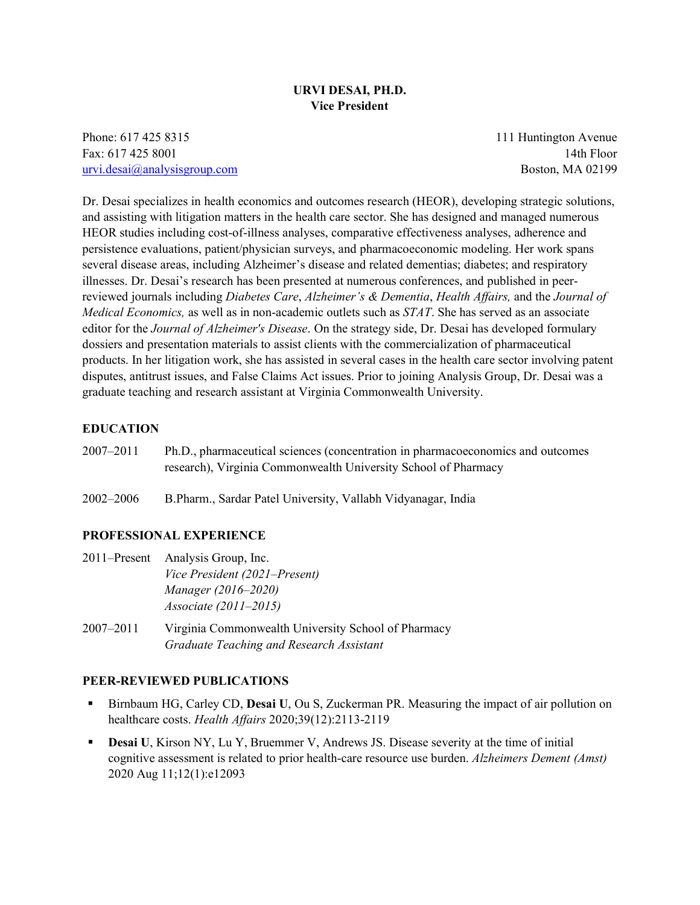# URVI DESAI, PH.D.
**Vice President**

Phone: 617 425 8315
Fax: 617 425 8001
urvi.desai@analysisgroup.com

111 Huntington Avenue
14th Floor
Boston, MA 02199

Dr. Desai specializes in health economics and outcomes research (HEOR), developing strategic solutions, and assisting with litigation matters in the health care sector. She has designed and managed numerous HEOR studies including cost-of-illness analyses, comparative effectiveness analyses, adherence and persistence evaluations, patient/physician surveys, and pharmacoeconomic modeling. Her work spans several disease areas, including Alzheimer's disease and related dementias; diabetes; and respiratory illnesses. Dr. Desai's research has been presented at numerous conferences, and published in peer-reviewed journals including *Diabetes Care*, *Alzheimer's & Dementia*, *Health Affairs,* and the *Journal of Medical Economics,* as well as in non-academic outlets such as *STAT*. She has served as an associate editor for the *Journal of Alzheimer's Disease*. On the strategy side, Dr. Desai has developed formulary dossiers and presentation materials to assist clients with the commercialization of pharmaceutical products. In her litigation work, she has assisted in several cases in the health care sector involving patent disputes, antitrust issues, and False Claims Act issues. Prior to joining Analysis Group, Dr. Desai was a graduate teaching and research assistant at Virginia Commonwealth University.

## EDUCATION

2007–2011 Ph.D., pharmaceutical sciences (concentration in pharmacoeconomics and outcomes research), Virginia Commonwealth University School of Pharmacy

2002–2006 B.Pharm., Sardar Patel University, Vallabh Vidyanagar, India

## PROFESSIONAL EXPERIENCE

2011–Present Analysis Group, Inc.
*Vice President (2021–Present)*
*Manager (2016–2020)*
*Associate (2011–2015)*

2007–2011 Virginia Commonwealth University School of Pharmacy
*Graduate Teaching and Research Assistant*

## PEER-REVIEWED PUBLICATIONS

- Birnbaum HG, Carley CD, **Desai U**, Ou S, Zuckerman PR. Measuring the impact of air pollution on healthcare costs. *Health Affairs* 2020;39(12):2113-2119
- **Desai U**, Kirson NY, Lu Y, Bruemmer V, Andrews JS. Disease severity at the time of initial cognitive assessment is related to prior health-care resource use burden. *Alzheimers Dement (Amst)* 2020 Aug 11;12(1):e12093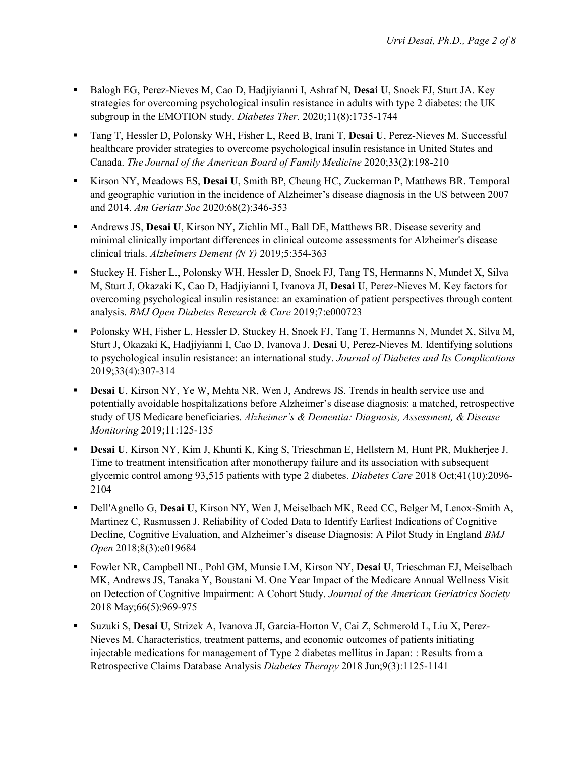- Balogh EG, Perez-Nieves M, Cao D, Hadjiyianni I, Ashraf N, **Desai U**, Snoek FJ, Sturt JA. Key strategies for overcoming psychological insulin resistance in adults with type 2 diabetes: the UK subgroup in the EMOTION study. *Diabetes Ther*. 2020;11(8):1735-1744

- Tang T, Hessler D, Polonsky WH, Fisher L, Reed B, Irani T, **Desai U**, Perez-Nieves M. Successful healthcare provider strategies to overcome psychological insulin resistance in United States and Canada. *The Journal of the American Board of Family Medicine* 2020;33(2):198-210

- Kirson NY, Meadows ES, **Desai U**, Smith BP, Cheung HC, Zuckerman P, Matthews BR. Temporal and geographic variation in the incidence of Alzheimer's disease diagnosis in the US between 2007 and 2014. *Am Geriatr Soc* 2020;68(2):346-353

- Andrews JS, **Desai U**, Kirson NY, Zichlin ML, Ball DE, Matthews BR. Disease severity and minimal clinically important differences in clinical outcome assessments for Alzheimer's disease clinical trials. *Alzheimers Dement (N Y)* 2019;5:354-363

- Stuckey H. Fisher L., Polonsky WH, Hessler D, Snoek FJ, Tang TS, Hermanns N, Mundet X, Silva M, Sturt J, Okazaki K, Cao D, Hadjiyianni I, Ivanova JI, **Desai U**, Perez-Nieves M. Key factors for overcoming psychological insulin resistance: an examination of patient perspectives through content analysis. *BMJ Open Diabetes Research & Care* 2019;7:e000723

- Polonsky WH, Fisher L, Hessler D, Stuckey H, Snoek FJ, Tang T, Hermanns N, Mundet X, Silva M, Sturt J, Okazaki K, Hadjiyianni I, Cao D, Ivanova J, **Desai U**, Perez-Nieves M. Identifying solutions to psychological insulin resistance: an international study. *Journal of Diabetes and Its Complications* 2019;33(4):307-314

- **Desai U**, Kirson NY, Ye W, Mehta NR, Wen J, Andrews JS. Trends in health service use and potentially avoidable hospitalizations before Alzheimer's disease diagnosis: a matched, retrospective study of US Medicare beneficiaries. *Alzheimer's & Dementia: Diagnosis, Assessment, & Disease Monitoring* 2019;11:125-135

- **Desai U**, Kirson NY, Kim J, Khunti K, King S, Trieschman E, Hellstern M, Hunt PR, Mukherjee J. Time to treatment intensification after monotherapy failure and its association with subsequent glycemic control among 93,515 patients with type 2 diabetes. *Diabetes Care* 2018 Oct;41(10):2096-2104

- Dell'Agnello G, **Desai U**, Kirson NY, Wen J, Meiselbach MK, Reed CC, Belger M, Lenox-Smith A, Martinez C, Rasmussen J. Reliability of Coded Data to Identify Earliest Indications of Cognitive Decline, Cognitive Evaluation, and Alzheimer's disease Diagnosis: A Pilot Study in England *BMJ Open* 2018;8(3):e019684

- Fowler NR, Campbell NL, Pohl GM, Munsie LM, Kirson NY, **Desai U**, Trieschman EJ, Meiselbach MK, Andrews JS, Tanaka Y, Boustani M. One Year Impact of the Medicare Annual Wellness Visit on Detection of Cognitive Impairment: A Cohort Study. *Journal of the American Geriatrics Society* 2018 May;66(5):969-975

- Suzuki S, **Desai U**, Strizek A, Ivanova JI, Garcia-Horton V, Cai Z, Schmerold L, Liu X, Perez-Nieves M. Characteristics, treatment patterns, and economic outcomes of patients initiating injectable medications for management of Type 2 diabetes mellitus in Japan: : Results from a Retrospective Claims Database Analysis *Diabetes Therapy* 2018 Jun;9(3):1125-1141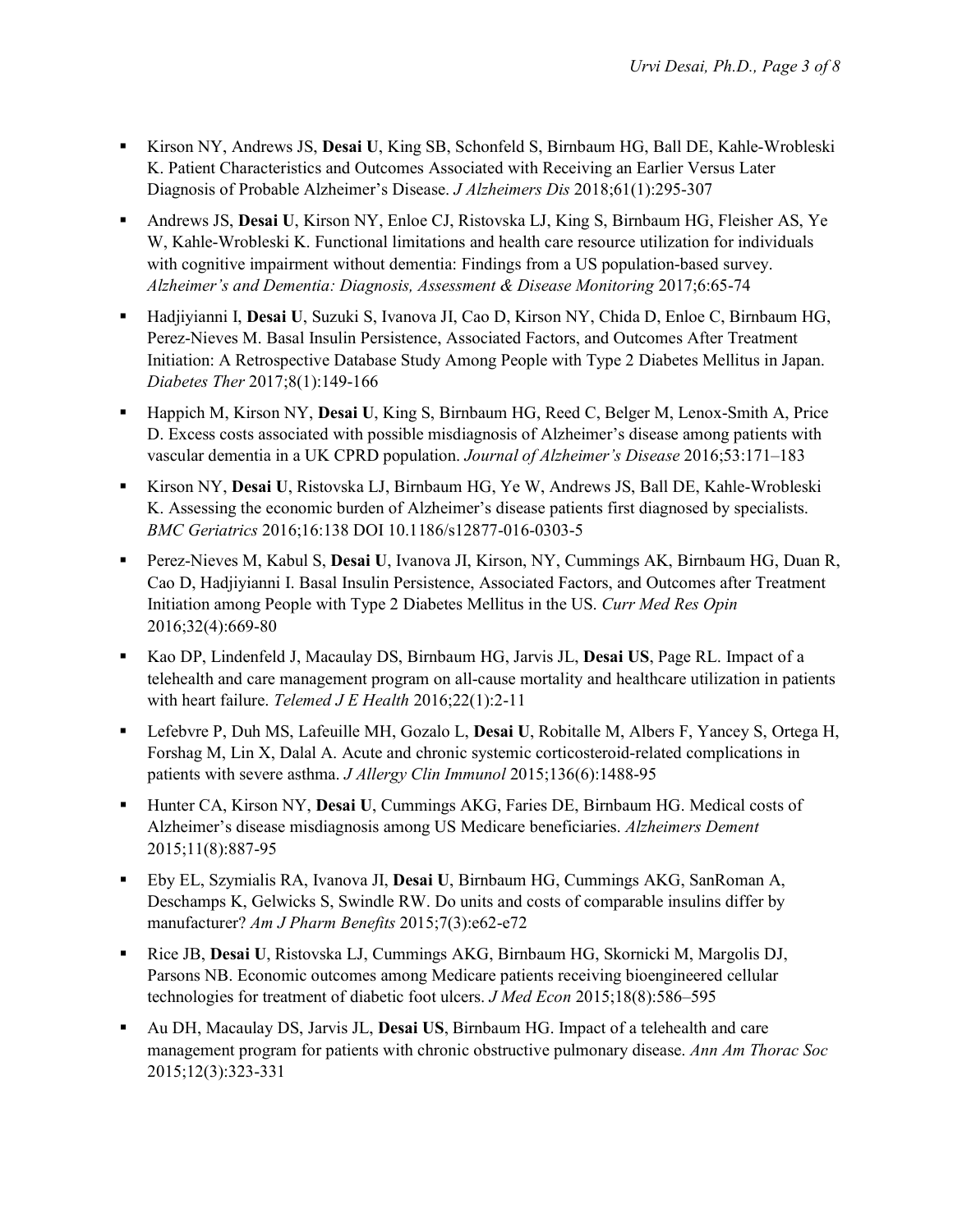- Kirson NY, Andrews JS, **Desai U**, King SB, Schonfeld S, Birnbaum HG, Ball DE, Kahle-Wrobleski K. Patient Characteristics and Outcomes Associated with Receiving an Earlier Versus Later Diagnosis of Probable Alzheimer's Disease. *J Alzheimers Dis* 2018;61(1):295-307

- Andrews JS, **Desai U**, Kirson NY, Enloe CJ, Ristovska LJ, King S, Birnbaum HG, Fleisher AS, Ye W, Kahle-Wrobleski K. Functional limitations and health care resource utilization for individuals with cognitive impairment without dementia: Findings from a US population-based survey. *Alzheimer's and Dementia: Diagnosis, Assessment & Disease Monitoring* 2017;6:65-74

- Hadjiyianni I, **Desai U**, Suzuki S, Ivanova JI, Cao D, Kirson NY, Chida D, Enloe C, Birnbaum HG, Perez-Nieves M. Basal Insulin Persistence, Associated Factors, and Outcomes After Treatment Initiation: A Retrospective Database Study Among People with Type 2 Diabetes Mellitus in Japan. *Diabetes Ther* 2017;8(1):149-166

- Happich M, Kirson NY, **Desai U**, King S, Birnbaum HG, Reed C, Belger M, Lenox-Smith A, Price D. Excess costs associated with possible misdiagnosis of Alzheimer's disease among patients with vascular dementia in a UK CPRD population. *Journal of Alzheimer's Disease* 2016;53:171–183

- Kirson NY, **Desai U**, Ristovska LJ, Birnbaum HG, Ye W, Andrews JS, Ball DE, Kahle-Wrobleski K. Assessing the economic burden of Alzheimer's disease patients first diagnosed by specialists. *BMC Geriatrics* 2016;16:138 DOI 10.1186/s12877-016-0303-5

- Perez-Nieves M, Kabul S, **Desai U**, Ivanova JI, Kirson, NY, Cummings AK, Birnbaum HG, Duan R, Cao D, Hadjiyianni I. Basal Insulin Persistence, Associated Factors, and Outcomes after Treatment Initiation among People with Type 2 Diabetes Mellitus in the US. *Curr Med Res Opin* 2016;32(4):669-80

- Kao DP, Lindenfeld J, Macaulay DS, Birnbaum HG, Jarvis JL, **Desai US**, Page RL. Impact of a telehealth and care management program on all-cause mortality and healthcare utilization in patients with heart failure. *Telemed J E Health* 2016;22(1):2-11

- Lefebvre P, Duh MS, Lafeuille MH, Gozalo L, **Desai U**, Robitalle M, Albers F, Yancey S, Ortega H, Forshag M, Lin X, Dalal A. Acute and chronic systemic corticosteroid-related complications in patients with severe asthma. *J Allergy Clin Immunol* 2015;136(6):1488-95

- Hunter CA, Kirson NY, **Desai U**, Cummings AKG, Faries DE, Birnbaum HG. Medical costs of Alzheimer's disease misdiagnosis among US Medicare beneficiaries. *Alzheimers Dement* 2015;11(8):887-95

- Eby EL, Szymialis RA, Ivanova JI, **Desai U**, Birnbaum HG, Cummings AKG, SanRoman A, Deschamps K, Gelwicks S, Swindle RW. Do units and costs of comparable insulins differ by manufacturer? *Am J Pharm Benefits* 2015;7(3):e62-e72

- Rice JB, **Desai U**, Ristovska LJ, Cummings AKG, Birnbaum HG, Skornicki M, Margolis DJ, Parsons NB. Economic outcomes among Medicare patients receiving bioengineered cellular technologies for treatment of diabetic foot ulcers. *J Med Econ* 2015;18(8):586–595

- Au DH, Macaulay DS, Jarvis JL, **Desai US**, Birnbaum HG. Impact of a telehealth and care management program for patients with chronic obstructive pulmonary disease. *Ann Am Thorac Soc* 2015;12(3):323-331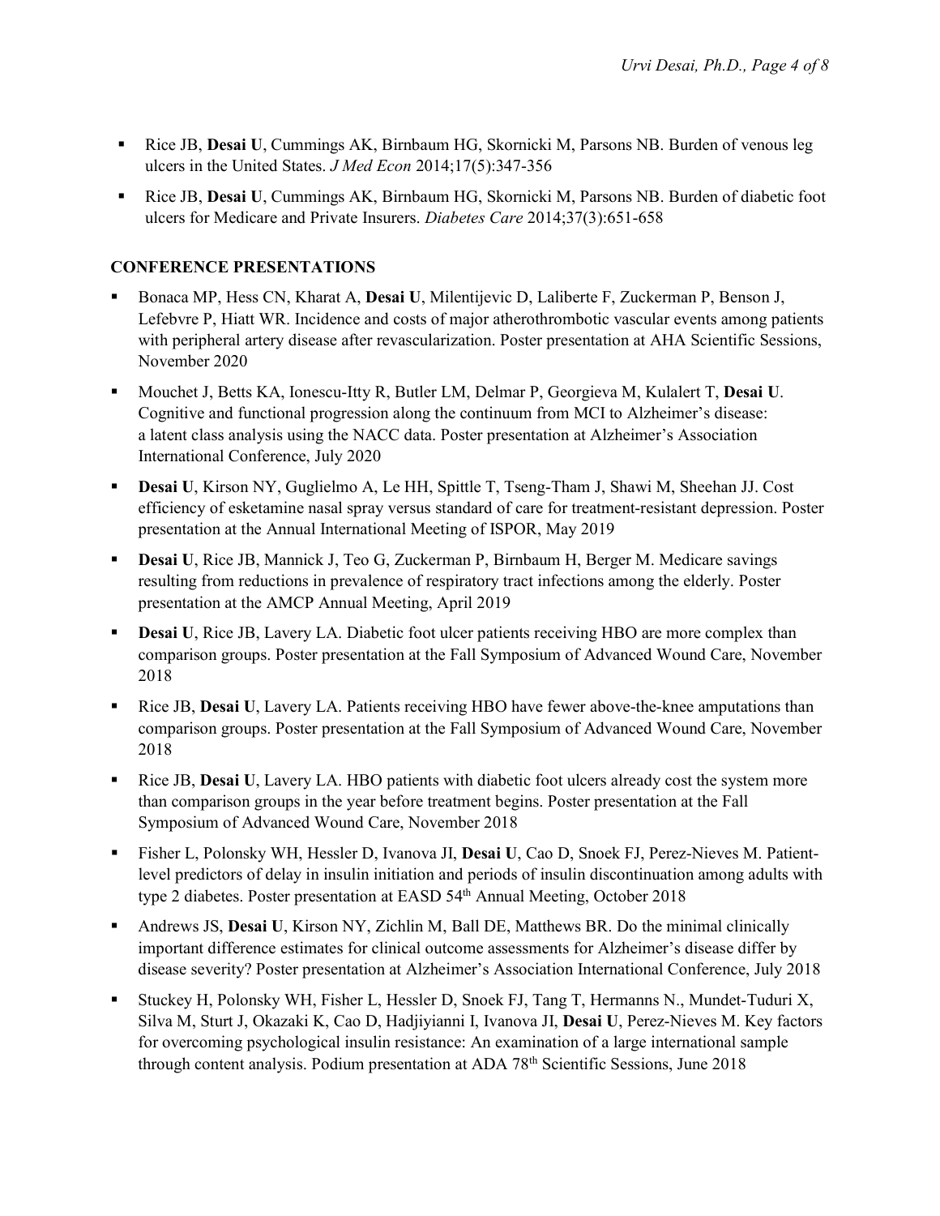- Rice JB, **Desai U**, Cummings AK, Birnbaum HG, Skornicki M, Parsons NB. Burden of venous leg ulcers in the United States. *J Med Econ* 2014;17(5):347-356
- Rice JB, **Desai U**, Cummings AK, Birnbaum HG, Skornicki M, Parsons NB. Burden of diabetic foot ulcers for Medicare and Private Insurers. *Diabetes Care* 2014;37(3):651-658

## CONFERENCE PRESENTATIONS

- Bonaca MP, Hess CN, Kharat A, **Desai U**, Milentijevic D, Laliberte F, Zuckerman P, Benson J, Lefebvre P, Hiatt WR. Incidence and costs of major atherothrombotic vascular events among patients with peripheral artery disease after revascularization. Poster presentation at AHA Scientific Sessions, November 2020
- Mouchet J, Betts KA, Ionescu-Itty R, Butler LM, Delmar P, Georgieva M, Kulalert T, **Desai U**. Cognitive and functional progression along the continuum from MCI to Alzheimer's disease: a latent class analysis using the NACC data. Poster presentation at Alzheimer's Association International Conference, July 2020
- **Desai U**, Kirson NY, Guglielmo A, Le HH, Spittle T, Tseng-Tham J, Shawi M, Sheehan JJ. Cost efficiency of esketamine nasal spray versus standard of care for treatment-resistant depression. Poster presentation at the Annual International Meeting of ISPOR, May 2019
- **Desai U**, Rice JB, Mannick J, Teo G, Zuckerman P, Birnbaum H, Berger M. Medicare savings resulting from reductions in prevalence of respiratory tract infections among the elderly. Poster presentation at the AMCP Annual Meeting, April 2019
- **Desai U**, Rice JB, Lavery LA. Diabetic foot ulcer patients receiving HBO are more complex than comparison groups. Poster presentation at the Fall Symposium of Advanced Wound Care, November 2018
- Rice JB, **Desai U**, Lavery LA. Patients receiving HBO have fewer above-the-knee amputations than comparison groups. Poster presentation at the Fall Symposium of Advanced Wound Care, November 2018
- Rice JB, **Desai U**, Lavery LA. HBO patients with diabetic foot ulcers already cost the system more than comparison groups in the year before treatment begins. Poster presentation at the Fall Symposium of Advanced Wound Care, November 2018
- Fisher L, Polonsky WH, Hessler D, Ivanova JI, **Desai U**, Cao D, Snoek FJ, Perez-Nieves M. Patient-level predictors of delay in insulin initiation and periods of insulin discontinuation among adults with type 2 diabetes. Poster presentation at EASD 54th Annual Meeting, October 2018
- Andrews JS, **Desai U**, Kirson NY, Zichlin M, Ball DE, Matthews BR. Do the minimal clinically important difference estimates for clinical outcome assessments for Alzheimer's disease differ by disease severity? Poster presentation at Alzheimer's Association International Conference, July 2018
- Stuckey H, Polonsky WH, Fisher L, Hessler D, Snoek FJ, Tang T, Hermanns N., Mundet-Tuduri X, Silva M, Sturt J, Okazaki K, Cao D, Hadjiyianni I, Ivanova JI, **Desai U**, Perez-Nieves M. Key factors for overcoming psychological insulin resistance: An examination of a large international sample through content analysis. Podium presentation at ADA 78th Scientific Sessions, June 2018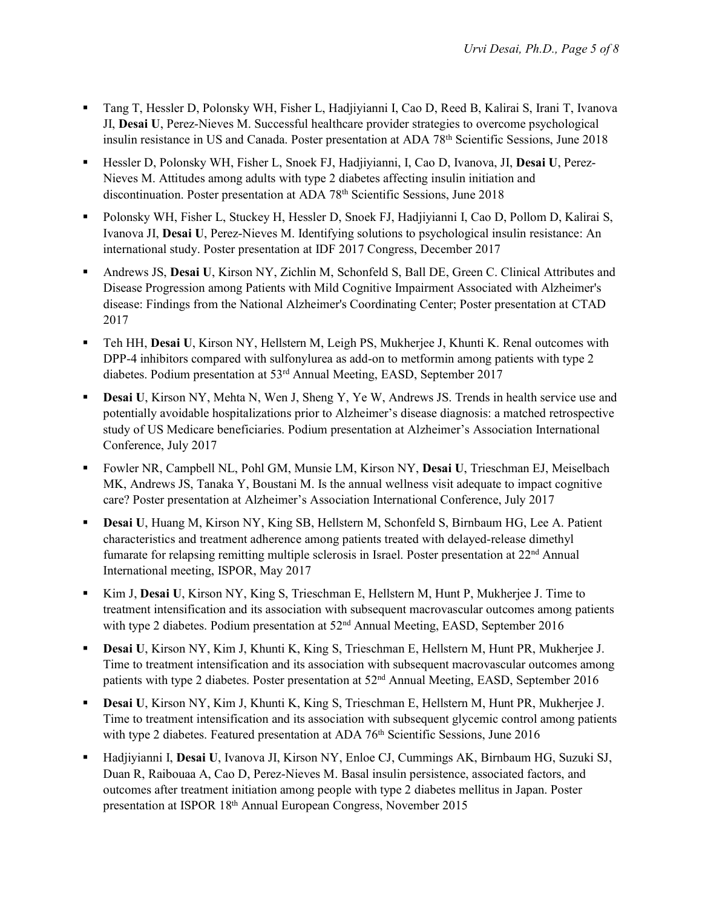- Tang T, Hessler D, Polonsky WH, Fisher L, Hadjiyianni I, Cao D, Reed B, Kalirai S, Irani T, Ivanova JI, **Desai U**, Perez-Nieves M. Successful healthcare provider strategies to overcome psychological insulin resistance in US and Canada. Poster presentation at ADA 78th Scientific Sessions, June 2018

- Hessler D, Polonsky WH, Fisher L, Snoek FJ, Hadjiyianni, I, Cao D, Ivanova, JI, **Desai U**, Perez-Nieves M. Attitudes among adults with type 2 diabetes affecting insulin initiation and discontinuation. Poster presentation at ADA 78th Scientific Sessions, June 2018

- Polonsky WH, Fisher L, Stuckey H, Hessler D, Snoek FJ, Hadjiyianni I, Cao D, Pollom D, Kalirai S, Ivanova JI, **Desai U**, Perez-Nieves M. Identifying solutions to psychological insulin resistance: An international study. Poster presentation at IDF 2017 Congress, December 2017

- Andrews JS, **Desai U**, Kirson NY, Zichlin M, Schonfeld S, Ball DE, Green C. Clinical Attributes and Disease Progression among Patients with Mild Cognitive Impairment Associated with Alzheimer's disease: Findings from the National Alzheimer's Coordinating Center; Poster presentation at CTAD 2017

- Teh HH, **Desai U**, Kirson NY, Hellstern M, Leigh PS, Mukherjee J, Khunti K. Renal outcomes with DPP-4 inhibitors compared with sulfonylurea as add-on to metformin among patients with type 2 diabetes. Podium presentation at 53rd Annual Meeting, EASD, September 2017

- **Desai U**, Kirson NY, Mehta N, Wen J, Sheng Y, Ye W, Andrews JS. Trends in health service use and potentially avoidable hospitalizations prior to Alzheimer's disease diagnosis: a matched retrospective study of US Medicare beneficiaries. Podium presentation at Alzheimer's Association International Conference, July 2017

- Fowler NR, Campbell NL, Pohl GM, Munsie LM, Kirson NY, **Desai U**, Trieschman EJ, Meiselbach MK, Andrews JS, Tanaka Y, Boustani M. Is the annual wellness visit adequate to impact cognitive care? Poster presentation at Alzheimer's Association International Conference, July 2017

- **Desai U**, Huang M, Kirson NY, King SB, Hellstern M, Schonfeld S, Birnbaum HG, Lee A. Patient characteristics and treatment adherence among patients treated with delayed-release dimethyl fumarate for relapsing remitting multiple sclerosis in Israel. Poster presentation at 22nd Annual International meeting, ISPOR, May 2017

- Kim J, **Desai U**, Kirson NY, King S, Trieschman E, Hellstern M, Hunt P, Mukherjee J. Time to treatment intensification and its association with subsequent macrovascular outcomes among patients with type 2 diabetes. Podium presentation at 52nd Annual Meeting, EASD, September 2016

- **Desai U**, Kirson NY, Kim J, Khunti K, King S, Trieschman E, Hellstern M, Hunt PR, Mukherjee J. Time to treatment intensification and its association with subsequent macrovascular outcomes among patients with type 2 diabetes. Poster presentation at 52nd Annual Meeting, EASD, September 2016

- **Desai U**, Kirson NY, Kim J, Khunti K, King S, Trieschman E, Hellstern M, Hunt PR, Mukherjee J. Time to treatment intensification and its association with subsequent glycemic control among patients with type 2 diabetes. Featured presentation at ADA 76th Scientific Sessions, June 2016

- Hadjiyianni I, **Desai U**, Ivanova JI, Kirson NY, Enloe CJ, Cummings AK, Birnbaum HG, Suzuki SJ, Duan R, Raibouaa A, Cao D, Perez-Nieves M. Basal insulin persistence, associated factors, and outcomes after treatment initiation among people with type 2 diabetes mellitus in Japan. Poster presentation at ISPOR 18th Annual European Congress, November 2015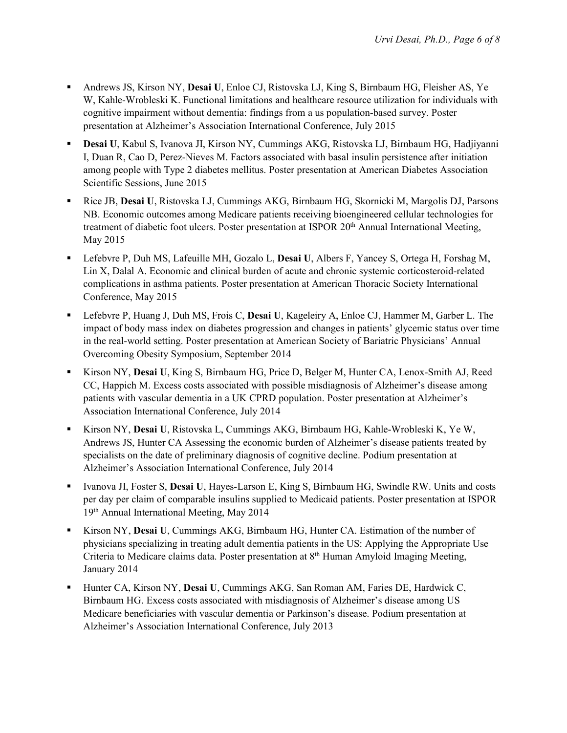- Andrews JS, Kirson NY, **Desai U**, Enloe CJ, Ristovska LJ, King S, Birnbaum HG, Fleisher AS, Ye W, Kahle-Wrobleski K. Functional limitations and healthcare resource utilization for individuals with cognitive impairment without dementia: findings from a us population-based survey. Poster presentation at Alzheimer's Association International Conference, July 2015

- **Desai U**, Kabul S, Ivanova JI, Kirson NY, Cummings AKG, Ristovska LJ, Birnbaum HG, Hadjiyanni I, Duan R, Cao D, Perez-Nieves M. Factors associated with basal insulin persistence after initiation among people with Type 2 diabetes mellitus. Poster presentation at American Diabetes Association Scientific Sessions, June 2015

- Rice JB, **Desai U**, Ristovska LJ, Cummings AKG, Birnbaum HG, Skornicki M, Margolis DJ, Parsons NB. Economic outcomes among Medicare patients receiving bioengineered cellular technologies for treatment of diabetic foot ulcers. Poster presentation at ISPOR 20th Annual International Meeting, May 2015

- Lefebvre P, Duh MS, Lafeuille MH, Gozalo L, **Desai U**, Albers F, Yancey S, Ortega H, Forshag M, Lin X, Dalal A. Economic and clinical burden of acute and chronic systemic corticosteroid-related complications in asthma patients. Poster presentation at American Thoracic Society International Conference, May 2015

- Lefebvre P, Huang J, Duh MS, Frois C, **Desai U**, Kageleiry A, Enloe CJ, Hammer M, Garber L. The impact of body mass index on diabetes progression and changes in patients' glycemic status over time in the real-world setting. Poster presentation at American Society of Bariatric Physicians' Annual Overcoming Obesity Symposium, September 2014

- Kirson NY, **Desai U**, King S, Birnbaum HG, Price D, Belger M, Hunter CA, Lenox-Smith AJ, Reed CC, Happich M. Excess costs associated with possible misdiagnosis of Alzheimer's disease among patients with vascular dementia in a UK CPRD population. Poster presentation at Alzheimer's Association International Conference, July 2014

- Kirson NY, **Desai U**, Ristovska L, Cummings AKG, Birnbaum HG, Kahle-Wrobleski K, Ye W, Andrews JS, Hunter CA Assessing the economic burden of Alzheimer's disease patients treated by specialists on the date of preliminary diagnosis of cognitive decline. Podium presentation at Alzheimer's Association International Conference, July 2014

- Ivanova JI, Foster S, **Desai U**, Hayes-Larson E, King S, Birnbaum HG, Swindle RW. Units and costs per day per claim of comparable insulins supplied to Medicaid patients. Poster presentation at ISPOR 19th Annual International Meeting, May 2014

- Kirson NY, **Desai U**, Cummings AKG, Birnbaum HG, Hunter CA. Estimation of the number of physicians specializing in treating adult dementia patients in the US: Applying the Appropriate Use Criteria to Medicare claims data. Poster presentation at 8th Human Amyloid Imaging Meeting, January 2014

- Hunter CA, Kirson NY, **Desai U**, Cummings AKG, San Roman AM, Faries DE, Hardwick C, Birnbaum HG. Excess costs associated with misdiagnosis of Alzheimer's disease among US Medicare beneficiaries with vascular dementia or Parkinson's disease. Podium presentation at Alzheimer's Association International Conference, July 2013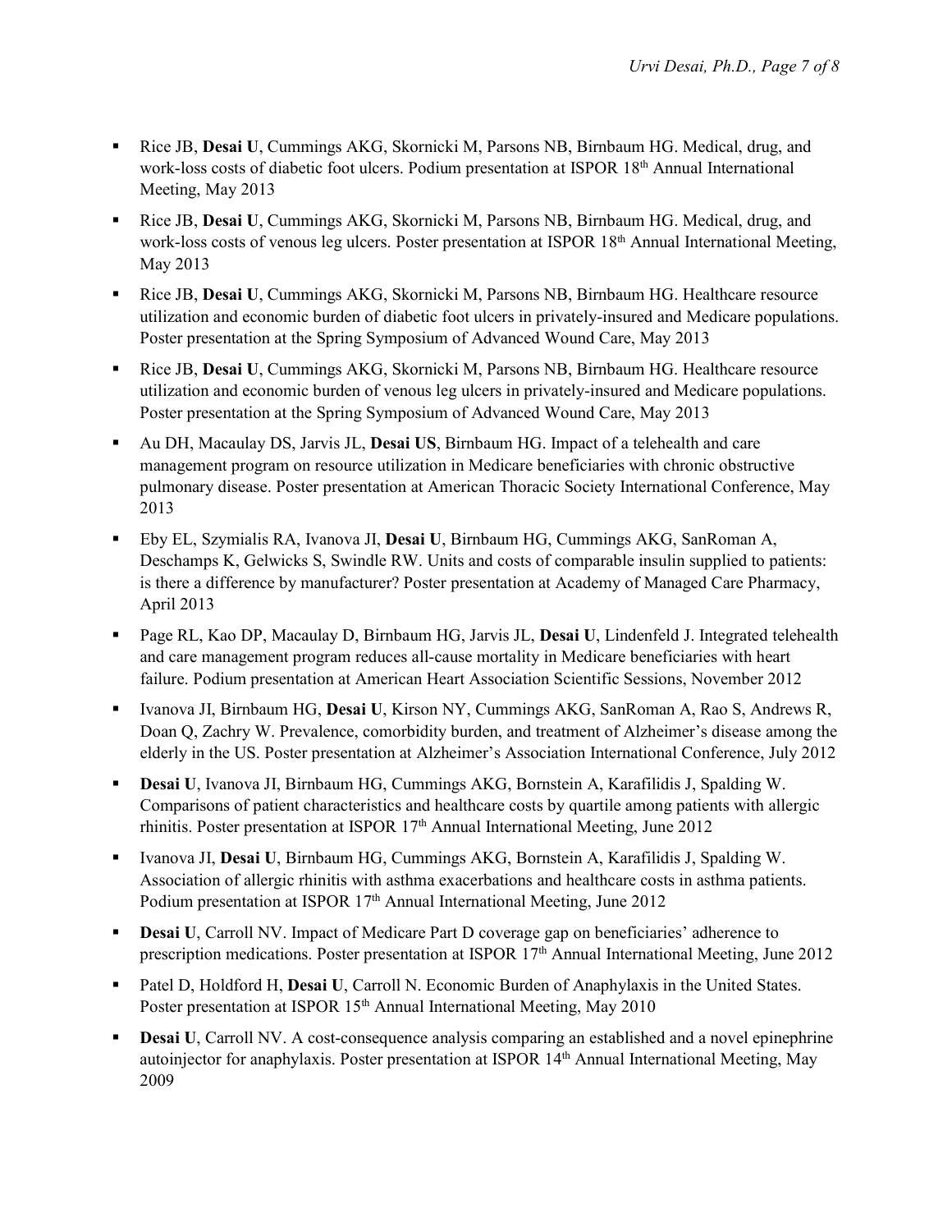- Rice JB, **Desai U**, Cummings AKG, Skornicki M, Parsons NB, Birnbaum HG. Medical, drug, and work-loss costs of diabetic foot ulcers. Podium presentation at ISPOR 18th Annual International Meeting, May 2013
- Rice JB, **Desai U**, Cummings AKG, Skornicki M, Parsons NB, Birnbaum HG. Medical, drug, and work-loss costs of venous leg ulcers. Poster presentation at ISPOR 18th Annual International Meeting, May 2013
- Rice JB, **Desai U**, Cummings AKG, Skornicki M, Parsons NB, Birnbaum HG. Healthcare resource utilization and economic burden of diabetic foot ulcers in privately-insured and Medicare populations. Poster presentation at the Spring Symposium of Advanced Wound Care, May 2013
- Rice JB, **Desai U**, Cummings AKG, Skornicki M, Parsons NB, Birnbaum HG. Healthcare resource utilization and economic burden of venous leg ulcers in privately-insured and Medicare populations. Poster presentation at the Spring Symposium of Advanced Wound Care, May 2013
- Au DH, Macaulay DS, Jarvis JL, **Desai US**, Birnbaum HG. Impact of a telehealth and care management program on resource utilization in Medicare beneficiaries with chronic obstructive pulmonary disease. Poster presentation at American Thoracic Society International Conference, May 2013
- Eby EL, Szymialis RA, Ivanova JI, **Desai U**, Birnbaum HG, Cummings AKG, SanRoman A, Deschamps K, Gelwicks S, Swindle RW. Units and costs of comparable insulin supplied to patients: is there a difference by manufacturer? Poster presentation at Academy of Managed Care Pharmacy, April 2013
- Page RL, Kao DP, Macaulay D, Birnbaum HG, Jarvis JL, **Desai U**, Lindenfeld J. Integrated telehealth and care management program reduces all-cause mortality in Medicare beneficiaries with heart failure. Podium presentation at American Heart Association Scientific Sessions, November 2012
- Ivanova JI, Birnbaum HG, **Desai U**, Kirson NY, Cummings AKG, SanRoman A, Rao S, Andrews R, Doan Q, Zachry W. Prevalence, comorbidity burden, and treatment of Alzheimer's disease among the elderly in the US. Poster presentation at Alzheimer's Association International Conference, July 2012
- **Desai U**, Ivanova JI, Birnbaum HG, Cummings AKG, Bornstein A, Karafilidis J, Spalding W. Comparisons of patient characteristics and healthcare costs by quartile among patients with allergic rhinitis. Poster presentation at ISPOR 17th Annual International Meeting, June 2012
- Ivanova JI, **Desai U**, Birnbaum HG, Cummings AKG, Bornstein A, Karafilidis J, Spalding W. Association of allergic rhinitis with asthma exacerbations and healthcare costs in asthma patients. Podium presentation at ISPOR 17th Annual International Meeting, June 2012
- **Desai U**, Carroll NV. Impact of Medicare Part D coverage gap on beneficiaries' adherence to prescription medications. Poster presentation at ISPOR 17th Annual International Meeting, June 2012
- Patel D, Holdford H, **Desai U**, Carroll N. Economic Burden of Anaphylaxis in the United States. Poster presentation at ISPOR 15th Annual International Meeting, May 2010
- **Desai U**, Carroll NV. A cost-consequence analysis comparing an established and a novel epinephrine autoinjector for anaphylaxis. Poster presentation at ISPOR 14th Annual International Meeting, May 2009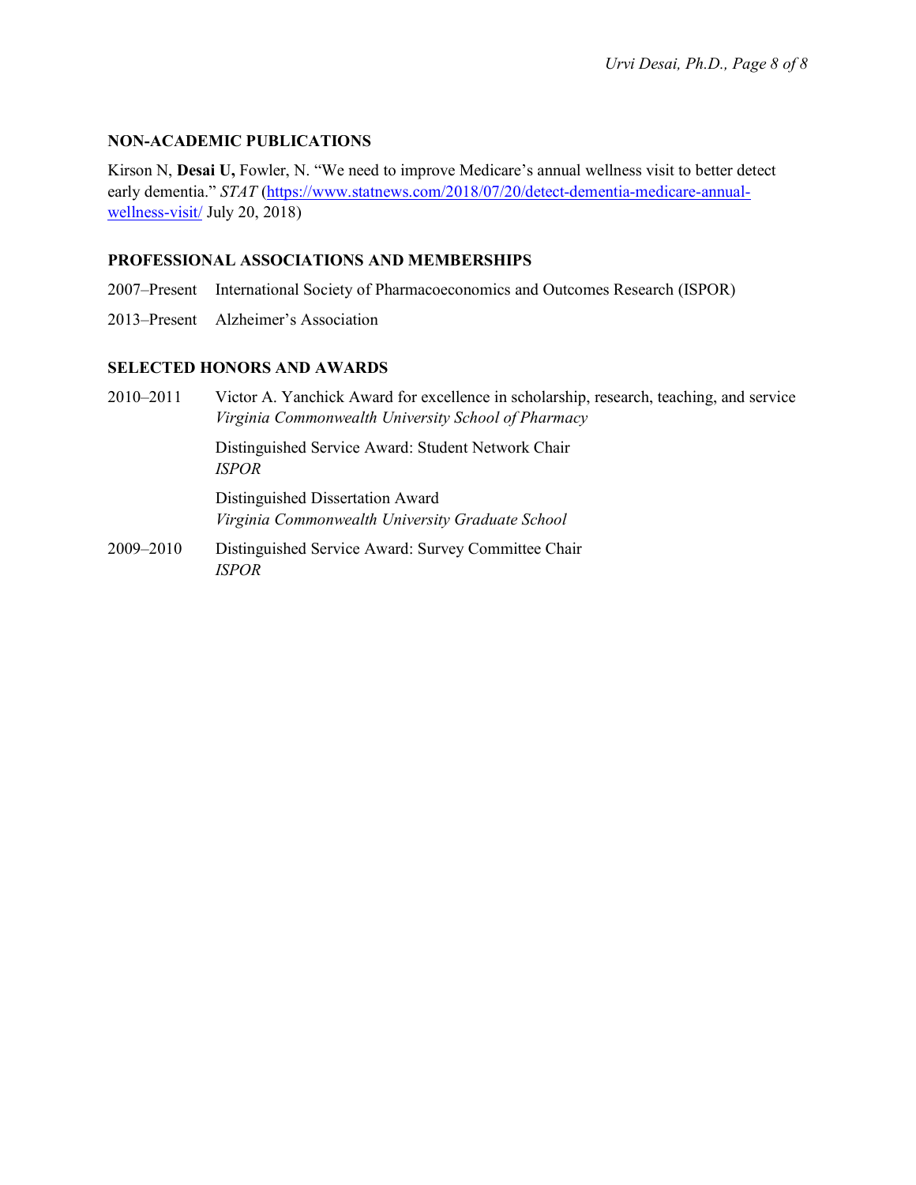## NON-ACADEMIC PUBLICATIONS

Kirson N, **Desai U,** Fowler, N. "We need to improve Medicare's annual wellness visit to better detect early dementia." *STAT* (https://www.statnews.com/2018/07/20/detect-dementia-medicare-annual-wellness-visit/ July 20, 2018)

## PROFESSIONAL ASSOCIATIONS AND MEMBERSHIPS

2007–Present International Society of Pharmacoeconomics and Outcomes Research (ISPOR)

2013–Present Alzheimer's Association

## SELECTED HONORS AND AWARDS

2010–2011 Victor A. Yanchick Award for excellence in scholarship, research, teaching, and service
*Virginia Commonwealth University School of Pharmacy*

Distinguished Service Award: Student Network Chair
*ISPOR*

Distinguished Dissertation Award
*Virginia Commonwealth University Graduate School*

2009–2010 Distinguished Service Award: Survey Committee Chair
*ISPOR*